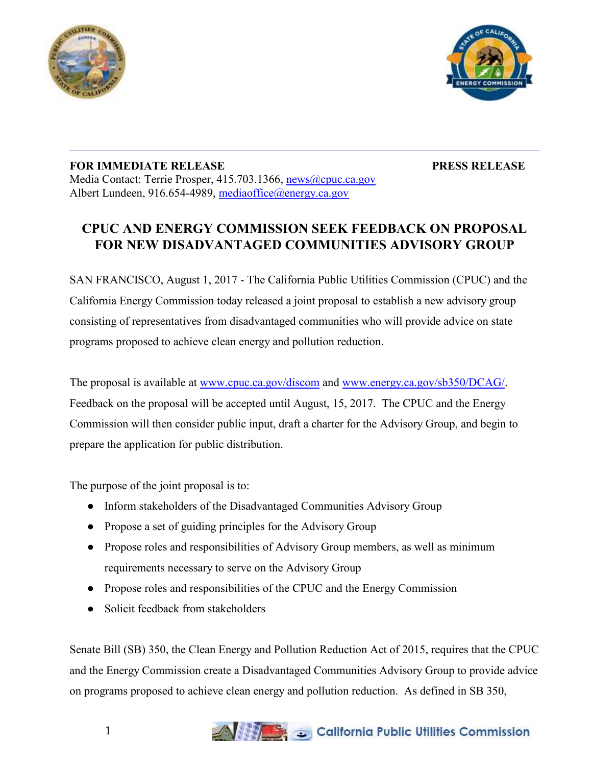**FOR IMMEDIATE RELEASE** **PRESS RELEASE**

Media Contact: Terrie Prosper, 415.703.1366, news@cpuc.ca.gov
Albert Lundeen, 916.654-4989, mediaoffice@energy.ca.gov

# CPUC AND ENERGY COMMISSION SEEK FEEDBACK ON PROPOSAL FOR NEW DISADVANTAGED COMMUNITIES ADVISORY GROUP

SAN FRANCISCO, August 1, 2017 - The California Public Utilities Commission (CPUC) and the California Energy Commission today released a joint proposal to establish a new advisory group consisting of representatives from disadvantaged communities who will provide advice on state programs proposed to achieve clean energy and pollution reduction.

The proposal is available at www.cpuc.ca.gov/discom and www.energy.ca.gov/sb350/DCAG/. Feedback on the proposal will be accepted until August, 15, 2017. The CPUC and the Energy Commission will then consider public input, draft a charter for the Advisory Group, and begin to prepare the application for public distribution.

The purpose of the joint proposal is to:

- Inform stakeholders of the Disadvantaged Communities Advisory Group
- Propose a set of guiding principles for the Advisory Group
- Propose roles and responsibilities of Advisory Group members, as well as minimum requirements necessary to serve on the Advisory Group
- Propose roles and responsibilities of the CPUC and the Energy Commission
- Solicit feedback from stakeholders

Senate Bill (SB) 350, the Clean Energy and Pollution Reduction Act of 2015, requires that the CPUC and the Energy Commission create a Disadvantaged Communities Advisory Group to provide advice on programs proposed to achieve clean energy and pollution reduction. As defined in SB 350,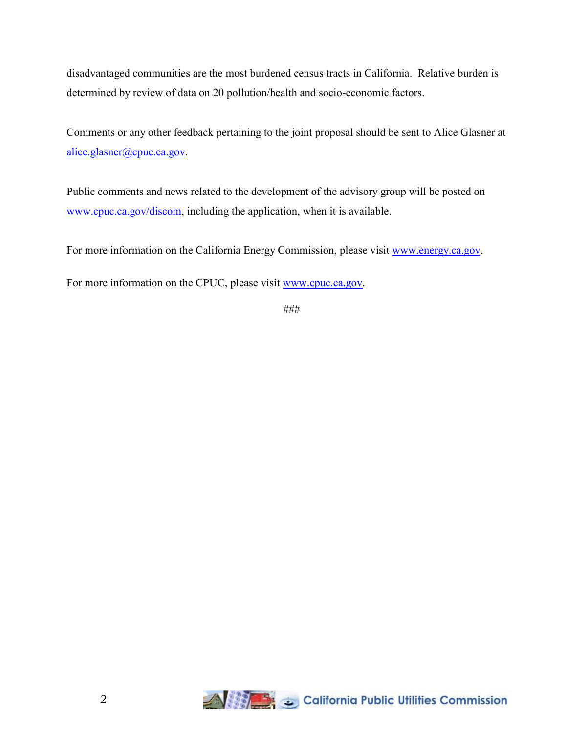disadvantaged communities are the most burdened census tracts in California. Relative burden is determined by review of data on 20 pollution/health and socio-economic factors.

Comments or any other feedback pertaining to the joint proposal should be sent to Alice Glasner at alice.glasner@cpuc.ca.gov.

Public comments and news related to the development of the advisory group will be posted on www.cpuc.ca.gov/discom, including the application, when it is available.

For more information on the California Energy Commission, please visit www.energy.ca.gov.

For more information on the CPUC, please visit www.cpuc.ca.gov.

###